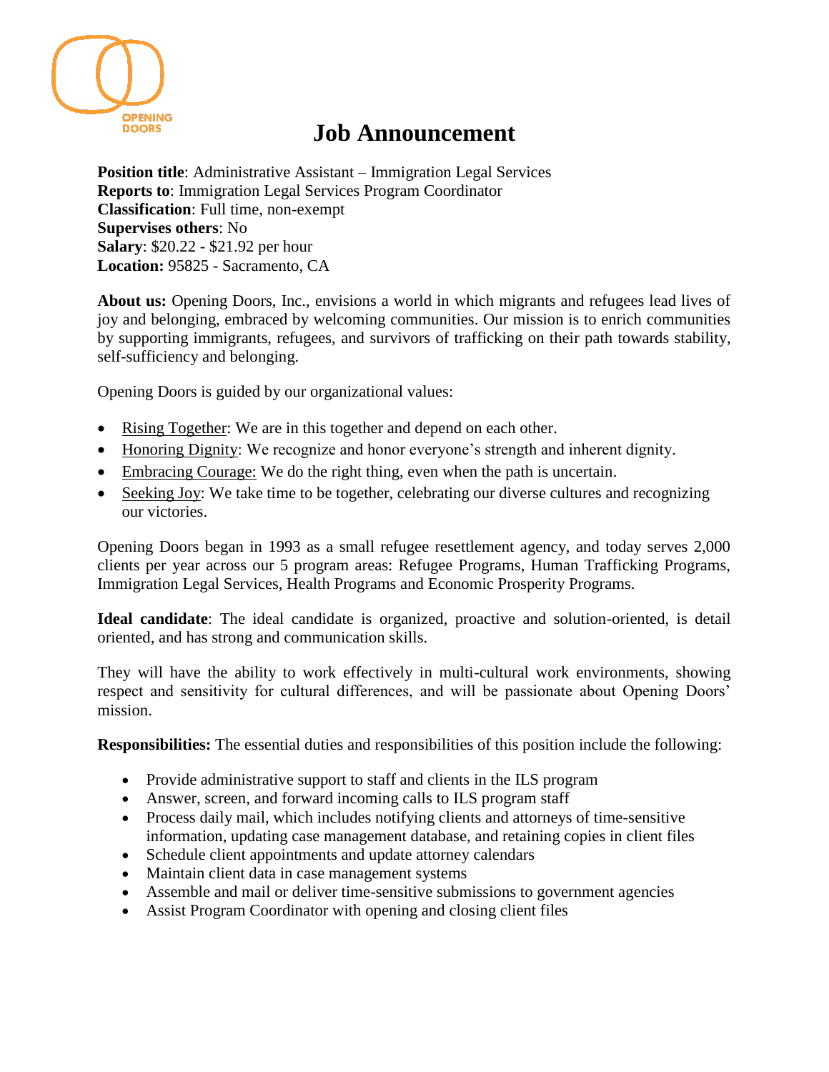OPENING DOORS

# Job Announcement

**Position title**: Administrative Assistant – Immigration Legal Services
**Reports to**: Immigration Legal Services Program Coordinator
**Classification**: Full time, non-exempt
**Supervises others**: No
**Salary**: $20.22 - $21.92 per hour
**Location:** 95825 - Sacramento, CA

**About us:** Opening Doors, Inc., envisions a world in which migrants and refugees lead lives of joy and belonging, embraced by welcoming communities. Our mission is to enrich communities by supporting immigrants, refugees, and survivors of trafficking on their path towards stability, self-sufficiency and belonging.

Opening Doors is guided by our organizational values:

- Rising Together: We are in this together and depend on each other.
- Honoring Dignity: We recognize and honor everyone's strength and inherent dignity.
- Embracing Courage: We do the right thing, even when the path is uncertain.
- Seeking Joy: We take time to be together, celebrating our diverse cultures and recognizing our victories.

Opening Doors began in 1993 as a small refugee resettlement agency, and today serves 2,000 clients per year across our 5 program areas: Refugee Programs, Human Trafficking Programs, Immigration Legal Services, Health Programs and Economic Prosperity Programs.

**Ideal candidate**: The ideal candidate is organized, proactive and solution-oriented, is detail oriented, and has strong and communication skills.

They will have the ability to work effectively in multi-cultural work environments, showing respect and sensitivity for cultural differences, and will be passionate about Opening Doors' mission.

**Responsibilities:** The essential duties and responsibilities of this position include the following:

- Provide administrative support to staff and clients in the ILS program
- Answer, screen, and forward incoming calls to ILS program staff
- Process daily mail, which includes notifying clients and attorneys of time-sensitive information, updating case management database, and retaining copies in client files
- Schedule client appointments and update attorney calendars
- Maintain client data in case management systems
- Assemble and mail or deliver time-sensitive submissions to government agencies
- Assist Program Coordinator with opening and closing client files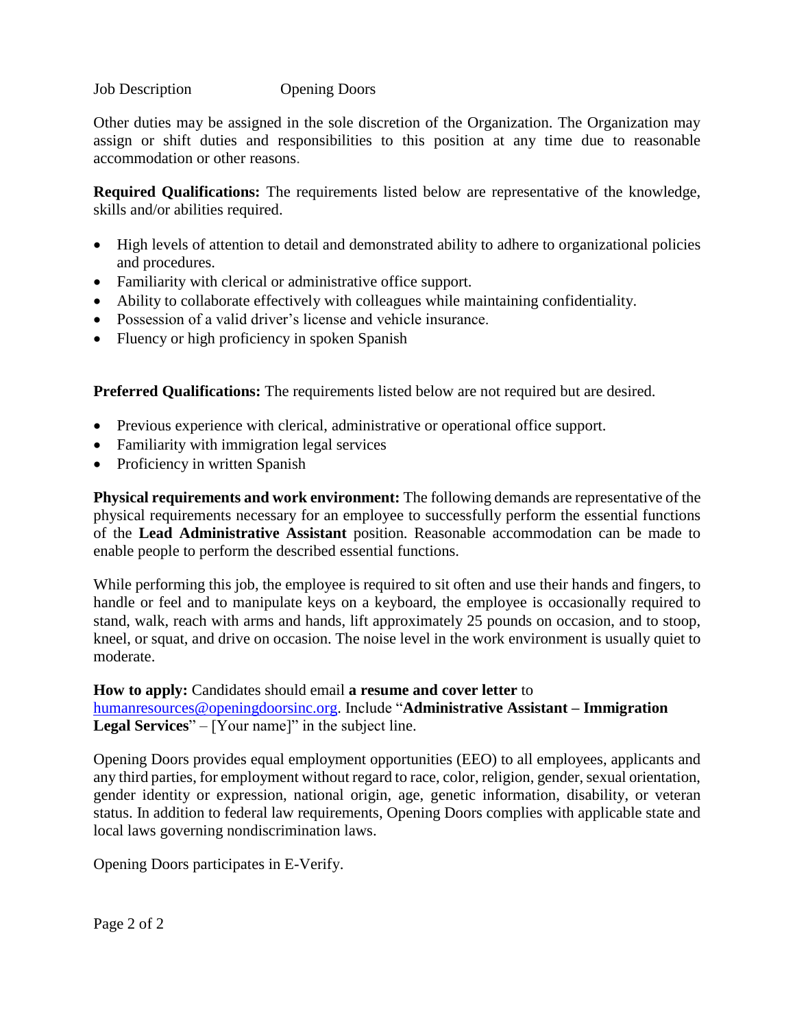Other duties may be assigned in the sole discretion of the Organization. The Organization may assign or shift duties and responsibilities to this position at any time due to reasonable accommodation or other reasons.

**Required Qualifications:** The requirements listed below are representative of the knowledge, skills and/or abilities required.

- High levels of attention to detail and demonstrated ability to adhere to organizational policies and procedures.
- Familiarity with clerical or administrative office support.
- Ability to collaborate effectively with colleagues while maintaining confidentiality.
- Possession of a valid driver's license and vehicle insurance.
- Fluency or high proficiency in spoken Spanish

**Preferred Qualifications:** The requirements listed below are not required but are desired.

- Previous experience with clerical, administrative or operational office support.
- Familiarity with immigration legal services
- Proficiency in written Spanish

**Physical requirements and work environment:** The following demands are representative of the physical requirements necessary for an employee to successfully perform the essential functions of the **Lead Administrative Assistant** position. Reasonable accommodation can be made to enable people to perform the described essential functions.

While performing this job, the employee is required to sit often and use their hands and fingers, to handle or feel and to manipulate keys on a keyboard, the employee is occasionally required to stand, walk, reach with arms and hands, lift approximately 25 pounds on occasion, and to stoop, kneel, or squat, and drive on occasion. The noise level in the work environment is usually quiet to moderate.

**How to apply:** Candidates should email **a resume and cover letter** to humanresources@openingdoorsinc.org. Include "**Administrative Assistant – Immigration Legal Services**" – [Your name]" in the subject line.

Opening Doors provides equal employment opportunities (EEO) to all employees, applicants and any third parties, for employment without regard to race, color, religion, gender, sexual orientation, gender identity or expression, national origin, age, genetic information, disability, or veteran status. In addition to federal law requirements, Opening Doors complies with applicable state and local laws governing nondiscrimination laws.

Opening Doors participates in E-Verify.